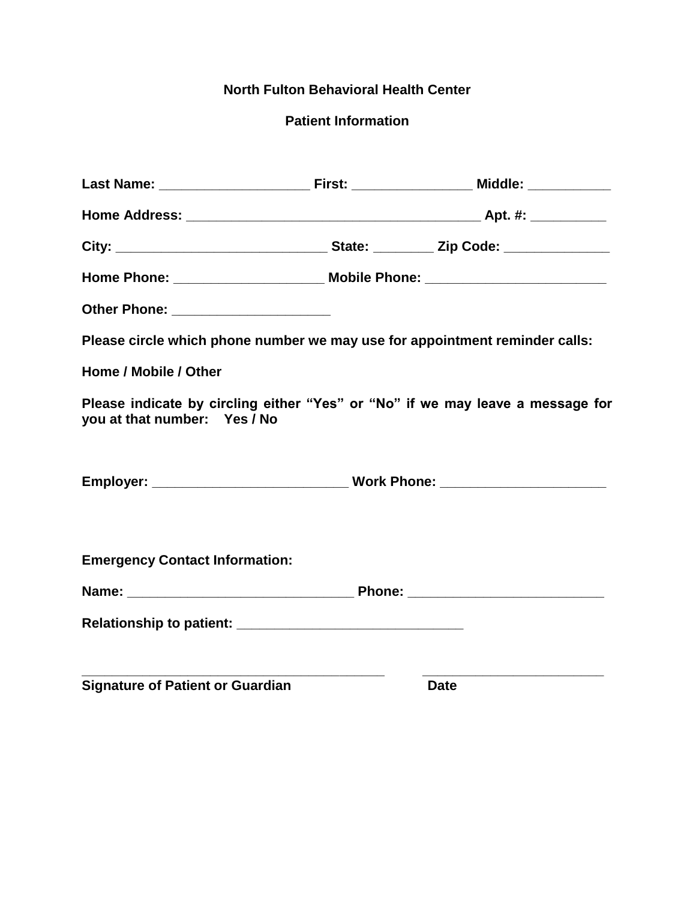**North Fulton Behavioral Health Center**

**Patient Information**

**Last Name:** ____________________ **First:** ________________ **Middle:** ___________

**Home Address:** ________________________________________ **Apt. #:** __________

**City:** _____________________________ **State:** ________ **Zip Code:** ______________

**Home Phone:** ____________________ **Mobile Phone:** ________________________

**Other Phone:** _____________________

**Please circle which phone number we may use for appointment reminder calls:**

**Home / Mobile / Other**

**Please indicate by circling either "Yes" or "No" if we may leave a message for you at that number: Yes / No**

**Employer:** __________________________ **Work Phone:** ______________________

**Emergency Contact Information:**

**Name:** ______________________________ **Phone:** __________________________

**Relationship to patient:** _______________________________

_________________________________________ _________________________

**Signature of Patient or Guardian** **Date**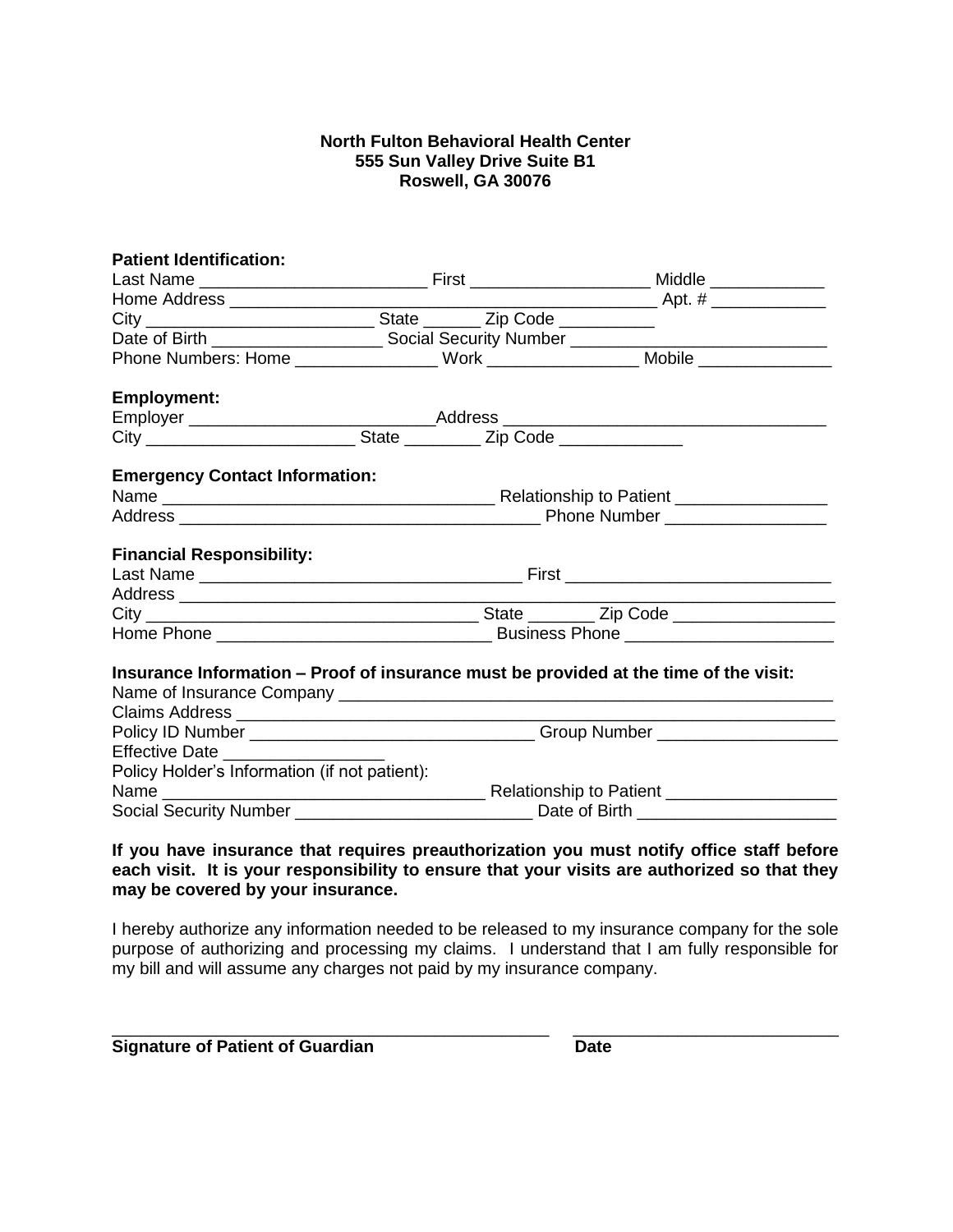**North Fulton Behavioral Health Center**
**555 Sun Valley Drive Suite B1**
**Roswell, GA 30076**

**Patient Identification:**

Last Name ________________________ First ___________________ Middle ____________

Home Address ______________________________________________ Apt. # ____________

City ________________________ State ______ Zip Code __________

Date of Birth __________________ Social Security Number ____________________________

Phone Numbers: Home _______________ Work ________________ Mobile ______________

**Employment:**

Employer _________________________Address __________________________________

City ______________________ State ________ Zip Code _____________

**Emergency Contact Information:**

Name __________________________________ Relationship to Patient ________________

Address ______________________________________ Phone Number _________________

**Financial Responsibility:**

Last Name __________________________________ First ____________________________

Address _______________________________________________________________________

City __________________________________ State _______ Zip Code _________________

Home Phone _____________________________ Business Phone ______________________

**Insurance Information – Proof of insurance must be provided at the time of the visit:**

Name of Insurance Company ______________________________________________________

Claims Address __________________________________________________________________

Policy ID Number ______________________________ Group Number __________________

Effective Date _________________

Policy Holder's Information (if not patient):

Name __________________________________ Relationship to Patient __________________

Social Security Number _________________________ Date of Birth _____________________

**If you have insurance that requires preauthorization you must notify office staff before each visit. It is your responsibility to ensure that your visits are authorized so that they may be covered by your insurance.**

I hereby authorize any information needed to be released to my insurance company for the sole purpose of authorizing and processing my claims. I understand that I am fully responsible for my bill and will assume any charges not paid by my insurance company.

_______________________________________________ ____________________________

**Signature of Patient of Guardian** **Date**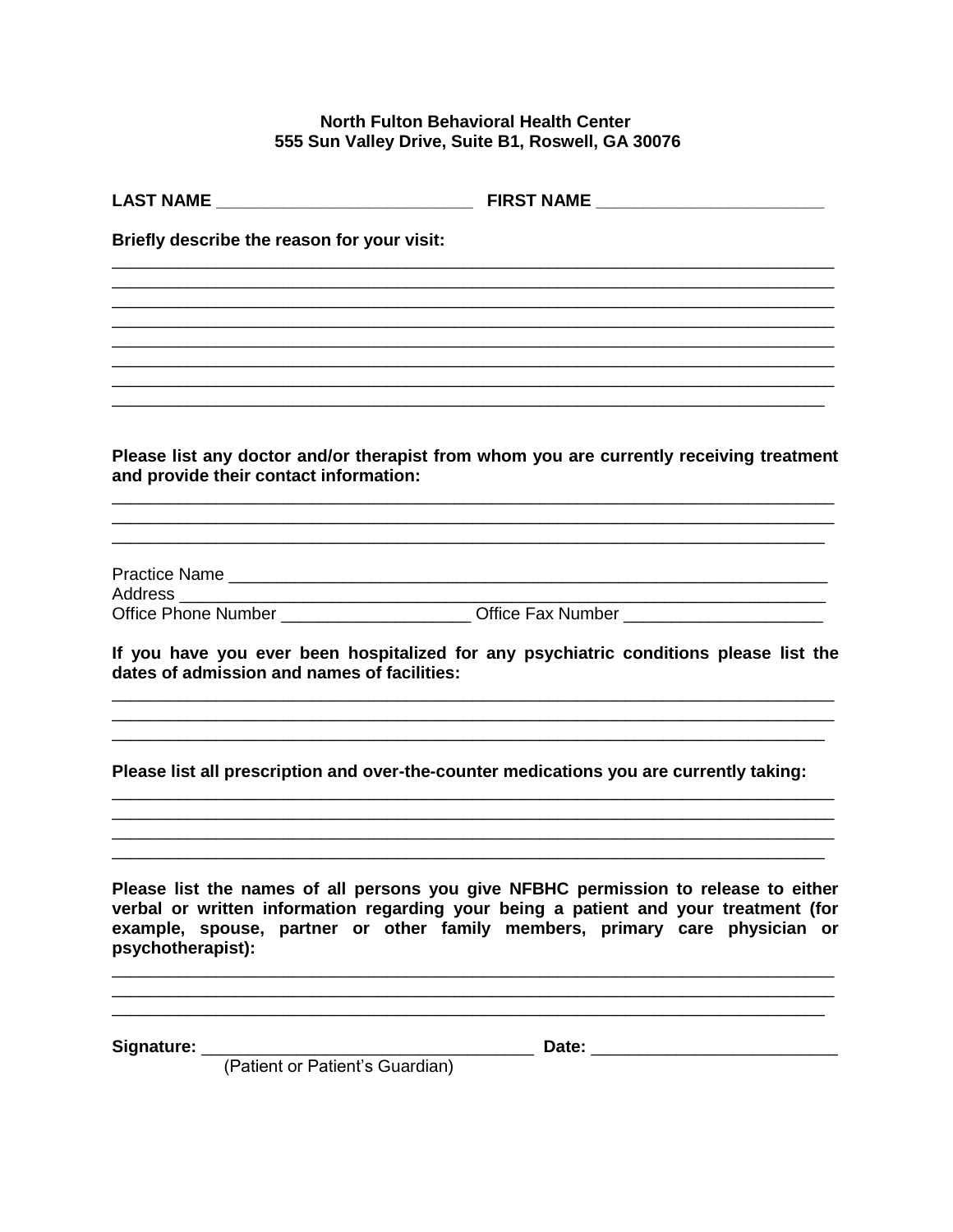**North Fulton Behavioral Health Center**
**555 Sun Valley Drive, Suite B1, Roswell, GA 30076**

**LAST NAME** ___________________________ **FIRST NAME** ________________________

**Briefly describe the reason for your visit:**

_______________________________________________________________________________
_______________________________________________________________________________
_______________________________________________________________________________
_______________________________________________________________________________
_______________________________________________________________________________
_______________________________________________________________________________
_______________________________________________________________________________
_______________________________________________________________________________

**Please list any doctor and/or therapist from whom you are currently receiving treatment and provide their contact information:**

_______________________________________________________________________________
_______________________________________________________________________________
_______________________________________________________________________________

Practice Name _____________________________________________________________
Address __________________________________________________________________
Office Phone Number ____________________ Office Fax Number _____________________

**If you have you ever been hospitalized for any psychiatric conditions please list the dates of admission and names of facilities:**

_______________________________________________________________________________
_______________________________________________________________________________
_______________________________________________________________________________

**Please list all prescription and over-the-counter medications you are currently taking:**

_______________________________________________________________________________
_______________________________________________________________________________
_______________________________________________________________________________
_______________________________________________________________________________

**Please list the names of all persons you give NFBHC permission to release to either verbal or written information regarding your being a patient and your treatment (for example, spouse, partner or other family members, primary care physician or psychotherapist):**

_______________________________________________________________________________
_______________________________________________________________________________
_______________________________________________________________________________

**Signature:** ___________________________________ **Date:** __________________________
(Patient or Patient's Guardian)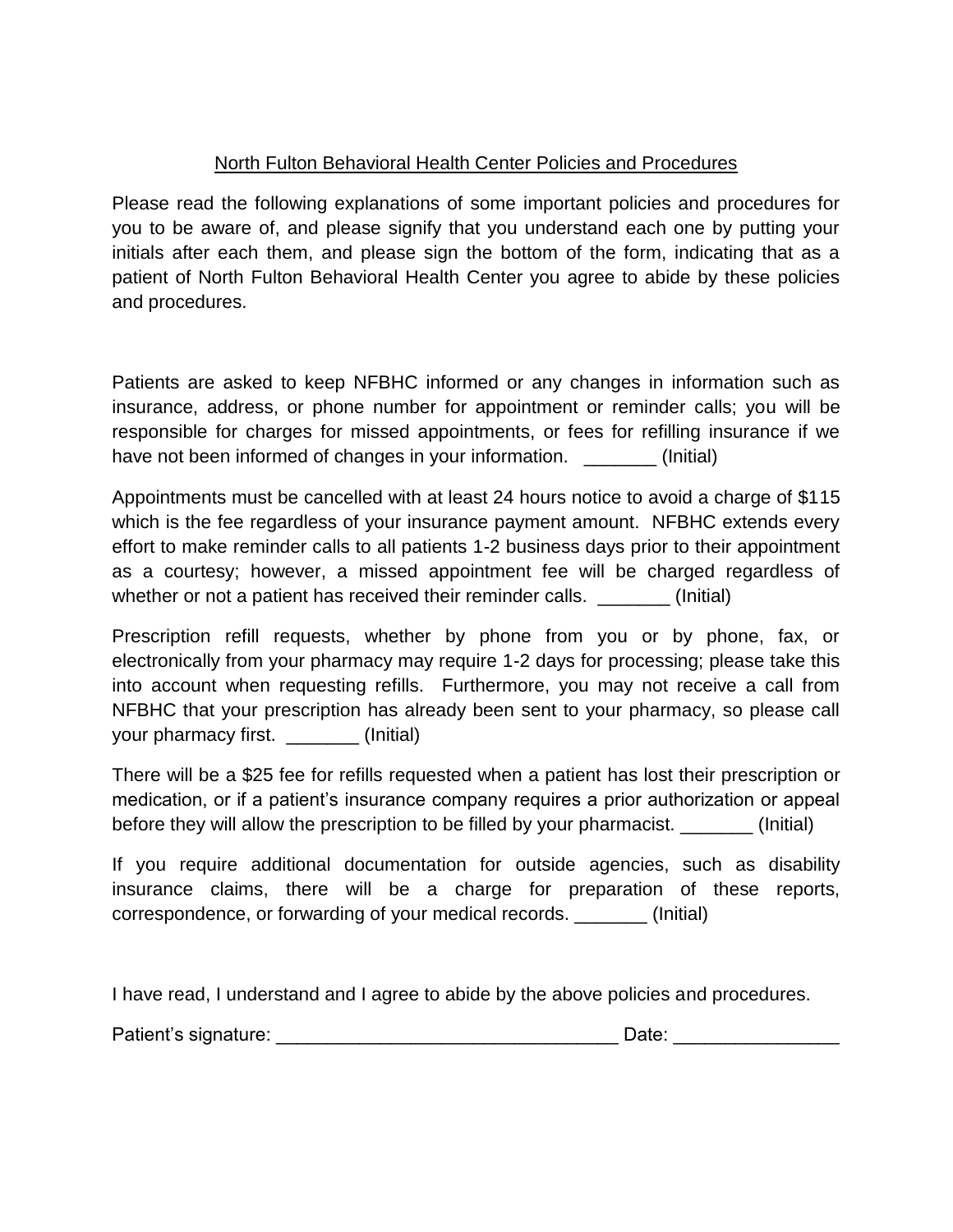North Fulton Behavioral Health Center Policies and Procedures

Please read the following explanations of some important policies and procedures for you to be aware of, and please signify that you understand each one by putting your initials after each them, and please sign the bottom of the form, indicating that as a patient of North Fulton Behavioral Health Center you agree to abide by these policies and procedures.

Patients are asked to keep NFBHC informed or any changes in information such as insurance, address, or phone number for appointment or reminder calls; you will be responsible for charges for missed appointments, or fees for refilling insurance if we have not been informed of changes in your information. _______ (Initial)

Appointments must be cancelled with at least 24 hours notice to avoid a charge of $115 which is the fee regardless of your insurance payment amount. NFBHC extends every effort to make reminder calls to all patients 1-2 business days prior to their appointment as a courtesy; however, a missed appointment fee will be charged regardless of whether or not a patient has received their reminder calls. _______ (Initial)

Prescription refill requests, whether by phone from you or by phone, fax, or electronically from your pharmacy may require 1-2 days for processing; please take this into account when requesting refills. Furthermore, you may not receive a call from NFBHC that your prescription has already been sent to your pharmacy, so please call your pharmacy first. _______ (Initial)

There will be a $25 fee for refills requested when a patient has lost their prescription or medication, or if a patient's insurance company requires a prior authorization or appeal before they will allow the prescription to be filled by your pharmacist. _______ (Initial)

If you require additional documentation for outside agencies, such as disability insurance claims, there will be a charge for preparation of these reports, correspondence, or forwarding of your medical records. _______ (Initial)

I have read, I understand and I agree to abide by the above policies and procedures.

Patient's signature: ________________________________ Date: _______________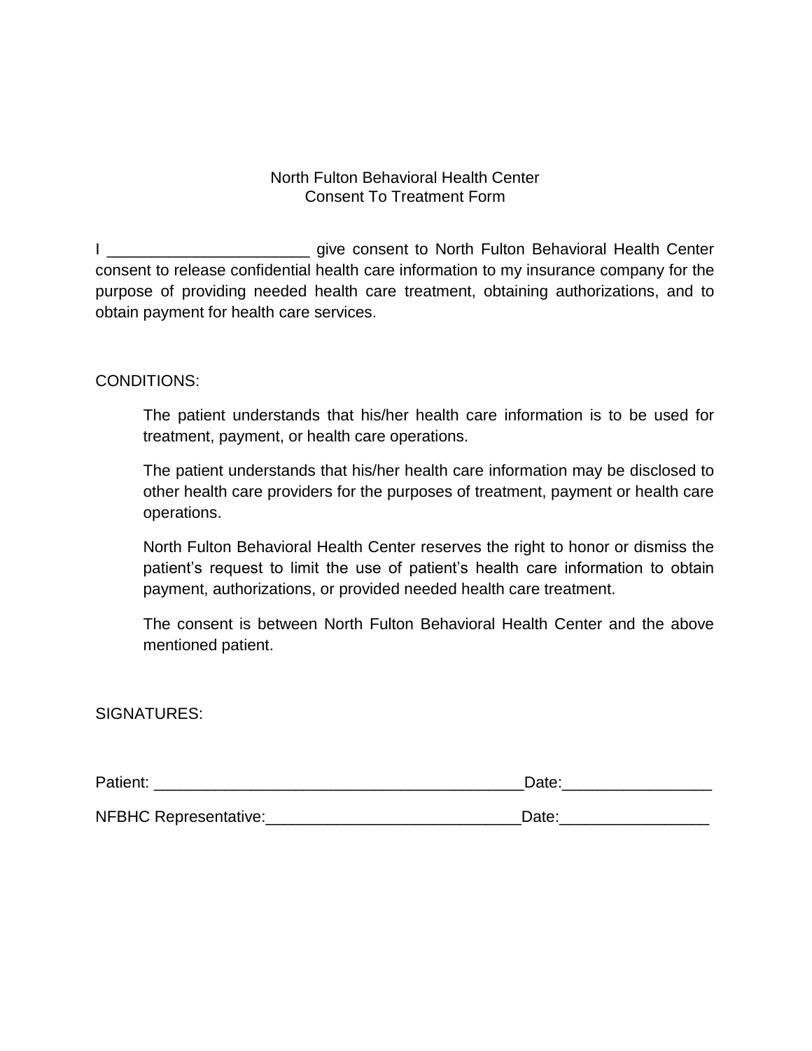North Fulton Behavioral Health Center
Consent To Treatment Form

I _______________________ give consent to North Fulton Behavioral Health Center consent to release confidential health care information to my insurance company for the purpose of providing needed health care treatment, obtaining authorizations, and to obtain payment for health care services.

CONDITIONS:

> The patient understands that his/her health care information is to be used for treatment, payment, or health care operations.
>
> The patient understands that his/her health care information may be disclosed to other health care providers for the purposes of treatment, payment or health care operations.
>
> North Fulton Behavioral Health Center reserves the right to honor or dismiss the patient's request to limit the use of patient's health care information to obtain payment, authorizations, or provided needed health care treatment.
>
> The consent is between North Fulton Behavioral Health Center and the above mentioned patient.

SIGNATURES:

Patient: __________________________________________Date:_________________

NFBHC Representative:_____________________________Date:_________________